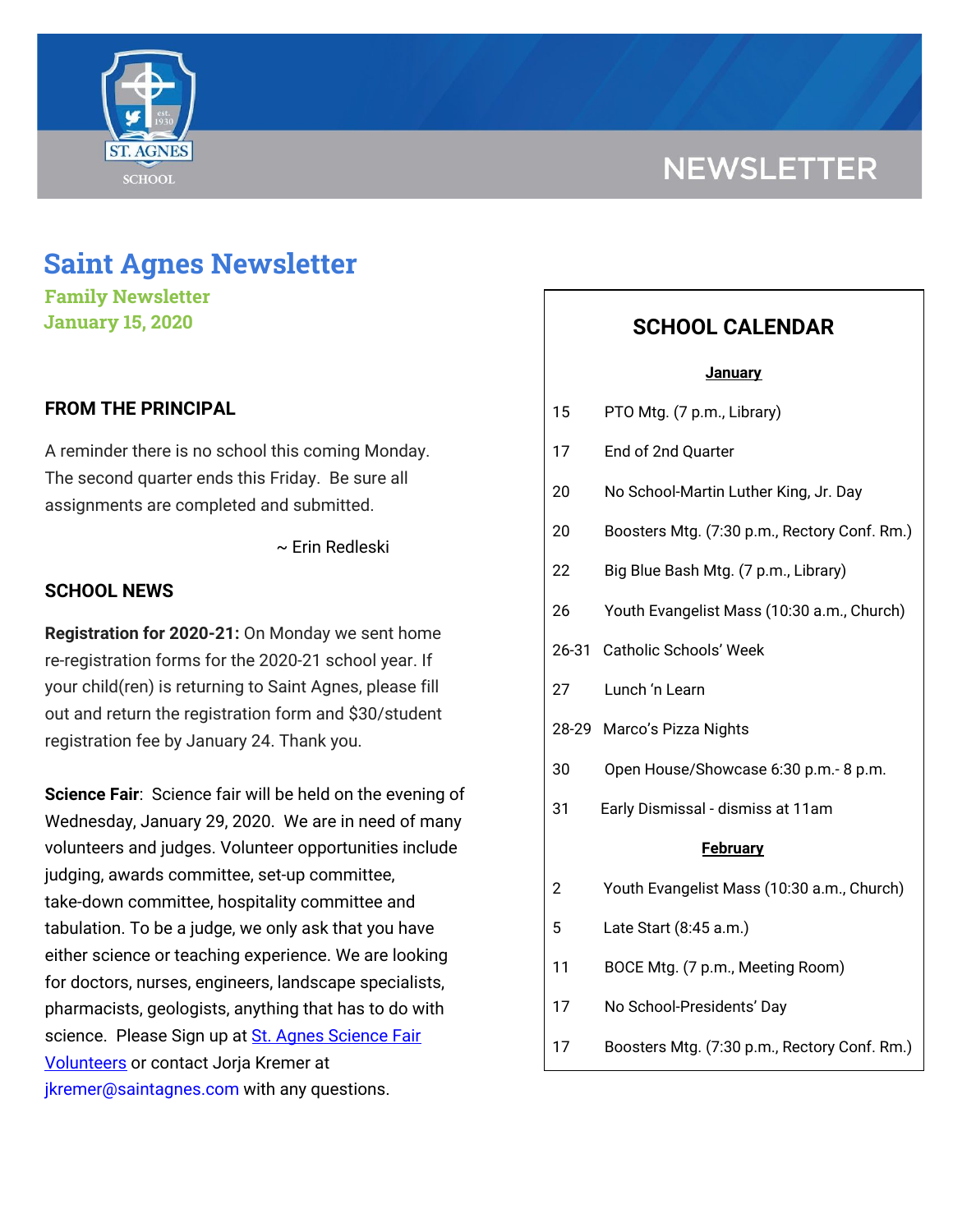NEWSLETTER

# Saint Agnes Newsletter

**Family Newsletter**
**January 15, 2020**

## FROM THE PRINCIPAL

A reminder there is no school this coming Monday. The second quarter ends this Friday. Be sure all assignments are completed and submitted.

~ Erin Redleski

## SCHOOL NEWS

**Registration for 2020-21:** On Monday we sent home re-registration forms for the 2020-21 school year. If your child(ren) is returning to Saint Agnes, please fill out and return the registration form and $30/student registration fee by January 24. Thank you.

**Science Fair**: Science fair will be held on the evening of Wednesday, January 29, 2020. We are in need of many volunteers and judges. Volunteer opportunities include judging, awards committee, set-up committee, take-down committee, hospitality committee and tabulation. To be a judge, we only ask that you have either science or teaching experience. We are looking for doctors, nurses, engineers, landscape specialists, pharmacists, geologists, anything that has to do with science. Please Sign up at St. Agnes Science Fair Volunteers or contact Jorja Kremer at jkremer@saintagnes.com with any questions.

## SCHOOL CALENDAR

**January**

| Date | Event |
|---|---|
| 15 | PTO Mtg. (7 p.m., Library) |
| 17 | End of 2nd Quarter |
| 20 | No School-Martin Luther King, Jr. Day |
| 20 | Boosters Mtg. (7:30 p.m., Rectory Conf. Rm.) |
| 22 | Big Blue Bash Mtg. (7 p.m., Library) |
| 26 | Youth Evangelist Mass (10:30 a.m., Church) |
| 26-31 | Catholic Schools' Week |
| 27 | Lunch 'n Learn |
| 28-29 | Marco's Pizza Nights |
| 30 | Open House/Showcase 6:30 p.m.- 8 p.m. |
| 31 | Early Dismissal - dismiss at 11am |

**February**

| Date | Event |
|---|---|
| 2 | Youth Evangelist Mass (10:30 a.m., Church) |
| 5 | Late Start (8:45 a.m.) |
| 11 | BOCE Mtg. (7 p.m., Meeting Room) |
| 17 | No School-Presidents' Day |
| 17 | Boosters Mtg. (7:30 p.m., Rectory Conf. Rm.) |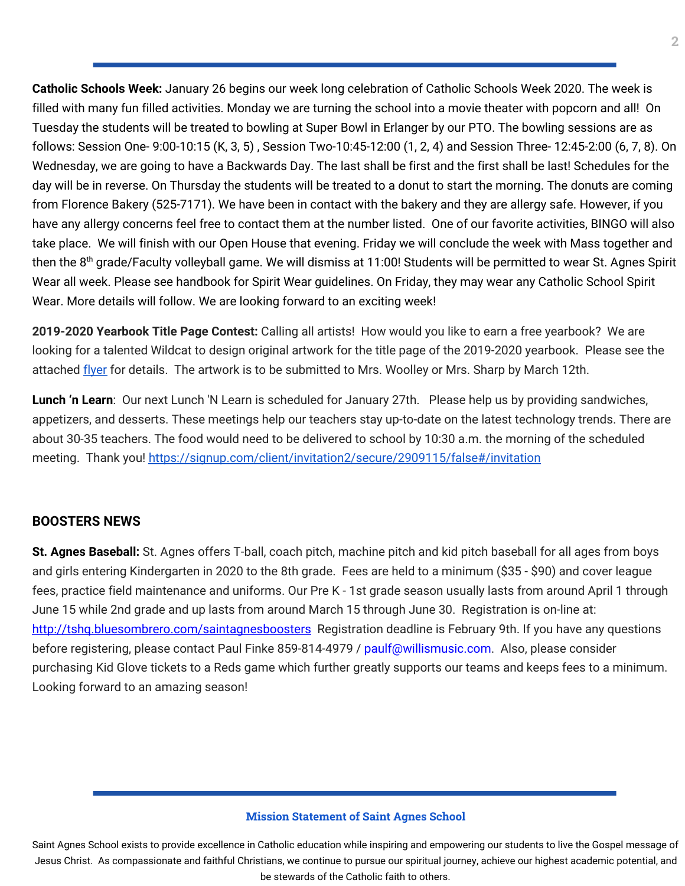**Catholic Schools Week:** January 26 begins our week long celebration of Catholic Schools Week 2020. The week is filled with many fun filled activities. Monday we are turning the school into a movie theater with popcorn and all! On Tuesday the students will be treated to bowling at Super Bowl in Erlanger by our PTO. The bowling sessions are as follows: Session One- 9:00-10:15 (K, 3, 5) , Session Two-10:45-12:00 (1, 2, 4) and Session Three- 12:45-2:00 (6, 7, 8). On Wednesday, we are going to have a Backwards Day. The last shall be first and the first shall be last! Schedules for the day will be in reverse. On Thursday the students will be treated to a donut to start the morning. The donuts are coming from Florence Bakery (525-7171). We have been in contact with the bakery and they are allergy safe. However, if you have any allergy concerns feel free to contact them at the number listed. One of our favorite activities, BINGO will also take place. We will finish with our Open House that evening. Friday we will conclude the week with Mass together and then the 8th grade/Faculty volleyball game. We will dismiss at 11:00! Students will be permitted to wear St. Agnes Spirit Wear all week. Please see handbook for Spirit Wear guidelines. On Friday, they may wear any Catholic School Spirit Wear. More details will follow. We are looking forward to an exciting week!

**2019-2020 Yearbook Title Page Contest:** Calling all artists! How would you like to earn a free yearbook? We are looking for a talented Wildcat to design original artwork for the title page of the 2019-2020 yearbook. Please see the attached flyer for details. The artwork is to be submitted to Mrs. Woolley or Mrs. Sharp by March 12th.

**Lunch 'n Learn**: Our next Lunch 'N Learn is scheduled for January 27th. Please help us by providing sandwiches, appetizers, and desserts. These meetings help our teachers stay up-to-date on the latest technology trends. There are about 30-35 teachers. The food would need to be delivered to school by 10:30 a.m. the morning of the scheduled meeting. Thank you! https://signup.com/client/invitation2/secure/2909115/false#/invitation

## BOOSTERS NEWS

**St. Agnes Baseball:** St. Agnes offers T-ball, coach pitch, machine pitch and kid pitch baseball for all ages from boys and girls entering Kindergarten in 2020 to the 8th grade. Fees are held to a minimum ($35 - $90) and cover league fees, practice field maintenance and uniforms. Our Pre K - 1st grade season usually lasts from around April 1 through June 15 while 2nd grade and up lasts from around March 15 through June 30. Registration is on-line at: http://tshq.bluesombrero.com/saintagnesboosters Registration deadline is February 9th. If you have any questions before registering, please contact Paul Finke 859-814-4979 / paulf@willismusic.com. Also, please consider purchasing Kid Glove tickets to a Reds game which further greatly supports our teams and keeps fees to a minimum. Looking forward to an amazing season!

**Mission Statement of Saint Agnes School**

Saint Agnes School exists to provide excellence in Catholic education while inspiring and empowering our students to live the Gospel message of Jesus Christ. As compassionate and faithful Christians, we continue to pursue our spiritual journey, achieve our highest academic potential, and be stewards of the Catholic faith to others.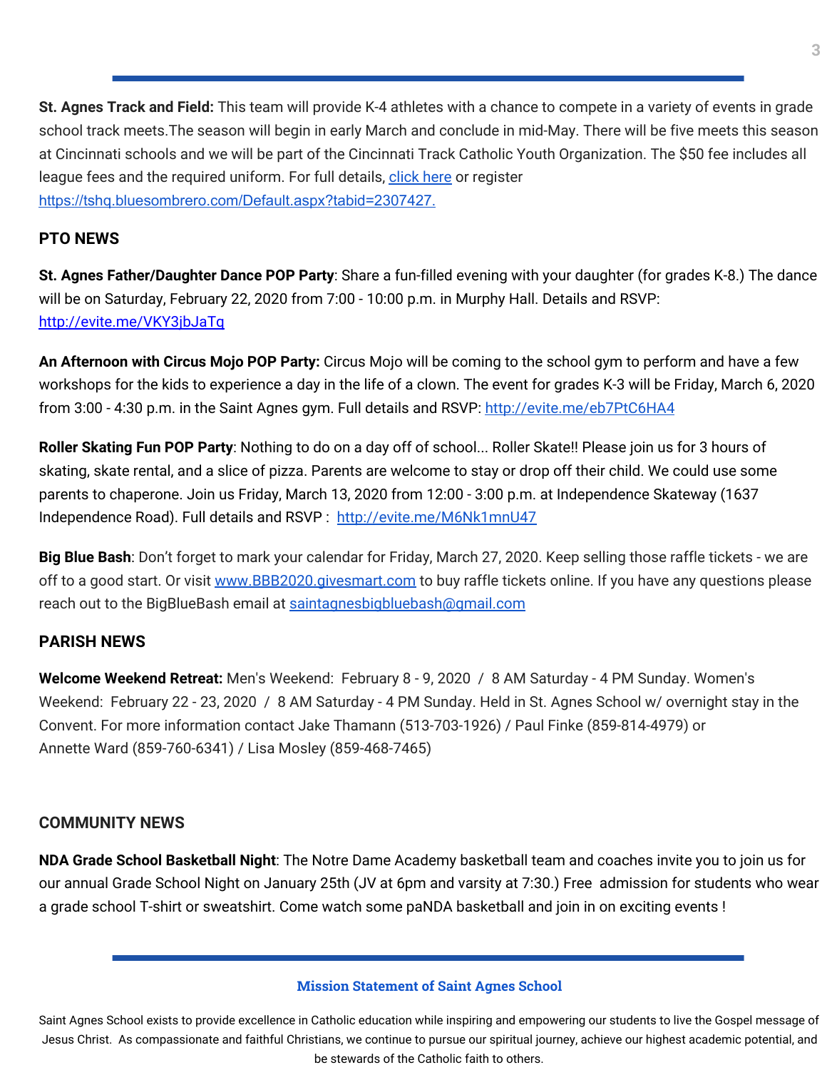**St. Agnes Track and Field:** This team will provide K-4 athletes with a chance to compete in a variety of events in grade school track meets.The season will begin in early March and conclude in mid-May. There will be five meets this season at Cincinnati schools and we will be part of the Cincinnati Track Catholic Youth Organization. The $50 fee includes all league fees and the required uniform. For full details, click here or register https://tshq.bluesombrero.com/Default.aspx?tabid=2307427.

## PTO NEWS

**St. Agnes Father/Daughter Dance POP Party**: Share a fun-filled evening with your daughter (for grades K-8.) The dance will be on Saturday, February 22, 2020 from 7:00 - 10:00 p.m. in Murphy Hall. Details and RSVP: http://evite.me/VKY3jbJaTq

**An Afternoon with Circus Mojo POP Party:** Circus Mojo will be coming to the school gym to perform and have a few workshops for the kids to experience a day in the life of a clown. The event for grades K-3 will be Friday, March 6, 2020 from 3:00 - 4:30 p.m. in the Saint Agnes gym. Full details and RSVP: http://evite.me/eb7PtC6HA4

**Roller Skating Fun POP Party**: Nothing to do on a day off of school... Roller Skate!! Please join us for 3 hours of skating, skate rental, and a slice of pizza. Parents are welcome to stay or drop off their child. We could use some parents to chaperone. Join us Friday, March 13, 2020 from 12:00 - 3:00 p.m. at Independence Skateway (1637 Independence Road). Full details and RSVP : http://evite.me/M6Nk1mnU47

**Big Blue Bash**: Don't forget to mark your calendar for Friday, March 27, 2020. Keep selling those raffle tickets - we are off to a good start. Or visit www.BBB2020.givesmart.com to buy raffle tickets online. If you have any questions please reach out to the BigBlueBash email at saintagnesbigbluebash@gmail.com

## PARISH NEWS

**Welcome Weekend Retreat:** Men's Weekend: February 8 - 9, 2020 / 8 AM Saturday - 4 PM Sunday. Women's Weekend: February 22 - 23, 2020 / 8 AM Saturday - 4 PM Sunday. Held in St. Agnes School w/ overnight stay in the Convent. For more information contact Jake Thamann (513-703-1926) / Paul Finke (859-814-4979) or Annette Ward (859-760-6341) / Lisa Mosley (859-468-7465)

## COMMUNITY NEWS

**NDA Grade School Basketball Night**: The Notre Dame Academy basketball team and coaches invite you to join us for our annual Grade School Night on January 25th (JV at 6pm and varsity at 7:30.) Free admission for students who wear a grade school T-shirt or sweatshirt. Come watch some paNDA basketball and join in on exciting events !

---

**Mission Statement of Saint Agnes School**

Saint Agnes School exists to provide excellence in Catholic education while inspiring and empowering our students to live the Gospel message of Jesus Christ. As compassionate and faithful Christians, we continue to pursue our spiritual journey, achieve our highest academic potential, and be stewards of the Catholic faith to others.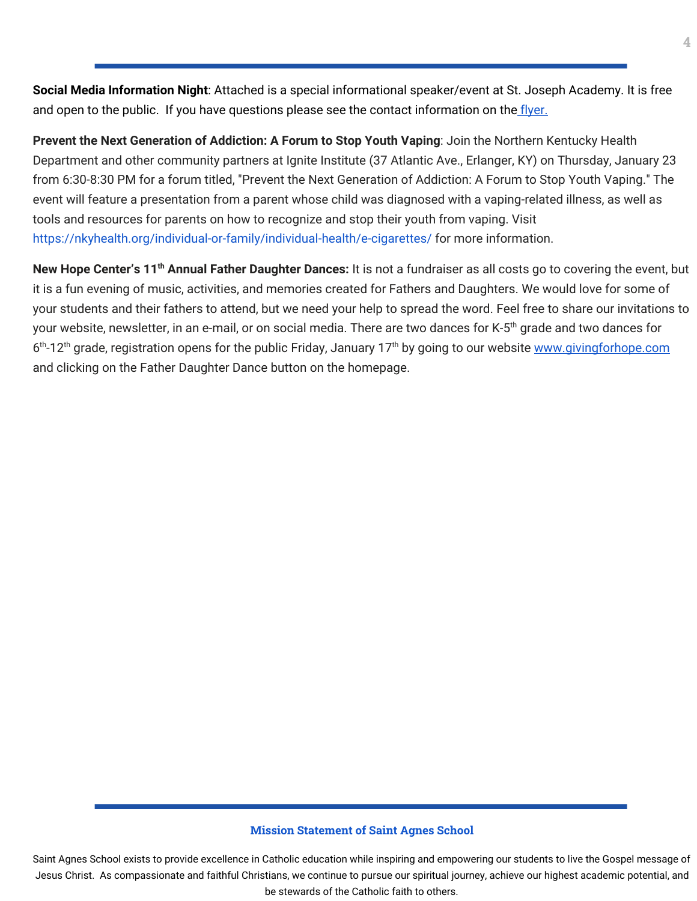**Social Media Information Night**: Attached is a special informational speaker/event at St. Joseph Academy. It is free and open to the public. If you have questions please see the contact information on the flyer.

**Prevent the Next Generation of Addiction: A Forum to Stop Youth Vaping**: Join the Northern Kentucky Health Department and other community partners at Ignite Institute (37 Atlantic Ave., Erlanger, KY) on Thursday, January 23 from 6:30-8:30 PM for a forum titled, "Prevent the Next Generation of Addiction: A Forum to Stop Youth Vaping." The event will feature a presentation from a parent whose child was diagnosed with a vaping-related illness, as well as tools and resources for parents on how to recognize and stop their youth from vaping. Visit https://nkyhealth.org/individual-or-family/individual-health/e-cigarettes/ for more information.

**New Hope Center's 11th Annual Father Daughter Dances:** It is not a fundraiser as all costs go to covering the event, but it is a fun evening of music, activities, and memories created for Fathers and Daughters. We would love for some of your students and their fathers to attend, but we need your help to spread the word. Feel free to share our invitations to your website, newsletter, in an e-mail, or on social media. There are two dances for K-5th grade and two dances for 6th-12th grade, registration opens for the public Friday, January 17th by going to our website www.givingforhope.com and clicking on the Father Daughter Dance button on the homepage.

**Mission Statement of Saint Agnes School**

Saint Agnes School exists to provide excellence in Catholic education while inspiring and empowering our students to live the Gospel message of Jesus Christ. As compassionate and faithful Christians, we continue to pursue our spiritual journey, achieve our highest academic potential, and be stewards of the Catholic faith to others.